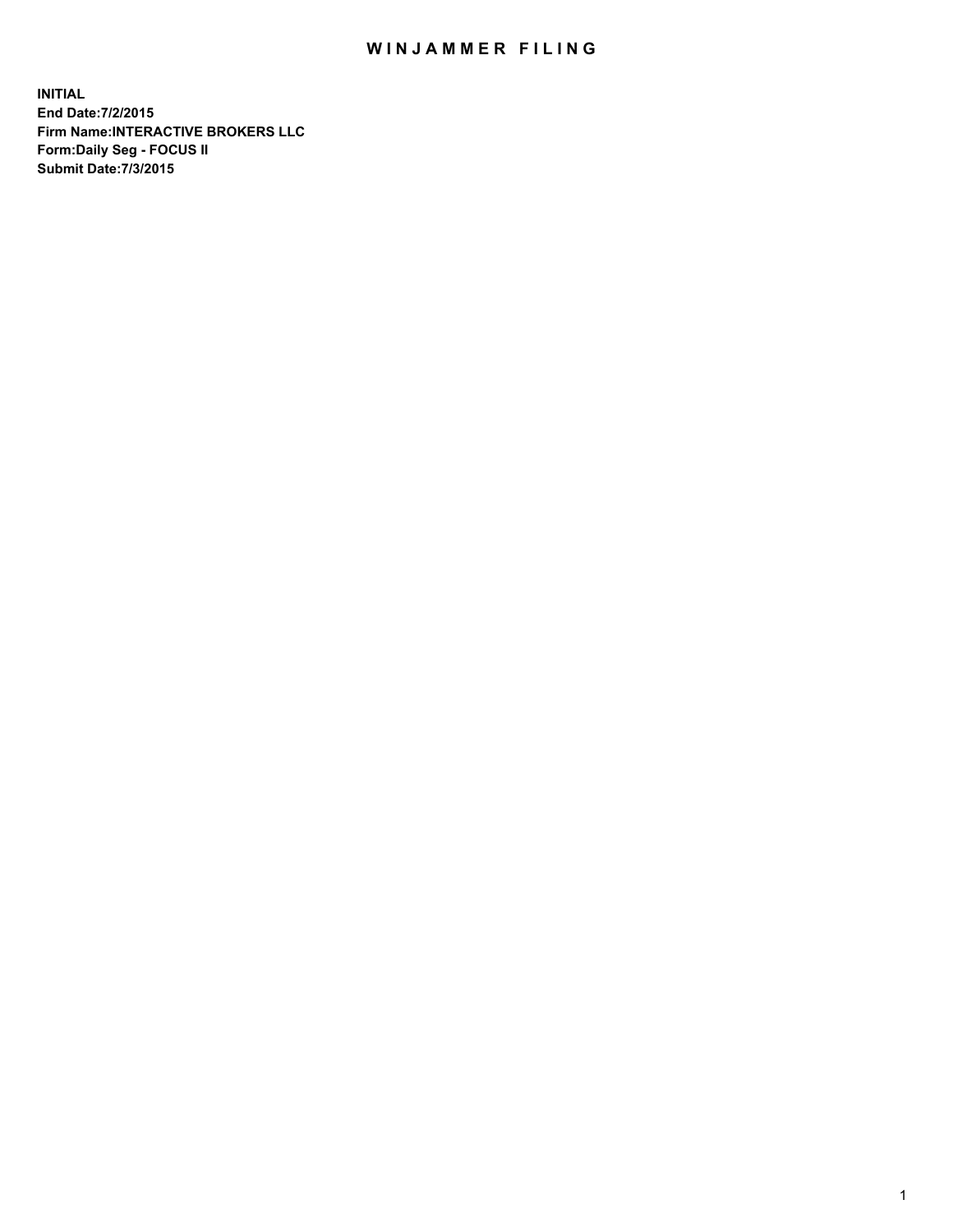# WINJAMMER FILING

**INITIAL**
**End Date:7/2/2015**
**Firm Name:INTERACTIVE BROKERS LLC**
**Form:Daily Seg - FOCUS II**
**Submit Date:7/3/2015**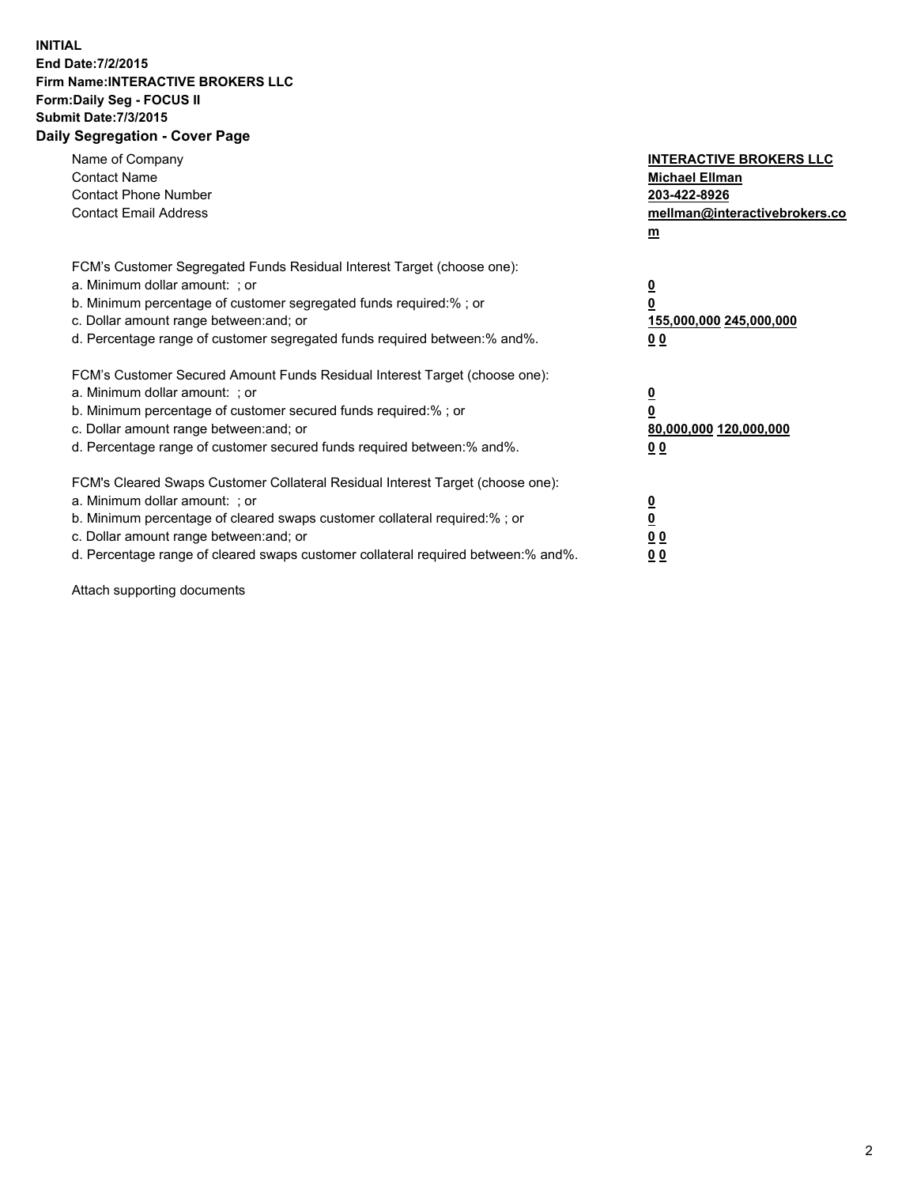**INITIAL**
**End Date:7/2/2015**
**Firm Name:INTERACTIVE BROKERS LLC**
**Form:Daily Seg - FOCUS II**
**Submit Date:7/3/2015**
**Daily Segregation - Cover Page**

| | |
|---|---|
| Name of Company | **INTERACTIVE BROKERS LLC** |
| Contact Name | **Michael Ellman** |
| Contact Phone Number | **203-422-8926** |
| Contact Email Address | **mellman@interactivebrokers.com** |

FCM's Customer Segregated Funds Residual Interest Target (choose one):

| | |
|---|---|
| a. Minimum dollar amount: ; or | **0** |
| b. Minimum percentage of customer segregated funds required:% ; or | **0** |
| c. Dollar amount range between:and; or | **155,000,000 245,000,000** |
| d. Percentage range of customer segregated funds required between:% and%. | **0 0** |

FCM's Customer Secured Amount Funds Residual Interest Target (choose one):

| | |
|---|---|
| a. Minimum dollar amount: ; or | **0** |
| b. Minimum percentage of customer secured funds required:% ; or | **0** |
| c. Dollar amount range between:and; or | **80,000,000 120,000,000** |
| d. Percentage range of customer secured funds required between:% and%. | **0 0** |

FCM's Cleared Swaps Customer Collateral Residual Interest Target (choose one):

| | |
|---|---|
| a. Minimum dollar amount: ; or | **0** |
| b. Minimum percentage of cleared swaps customer collateral required:% ; or | **0** |
| c. Dollar amount range between:and; or | **0 0** |
| d. Percentage range of cleared swaps customer collateral required between:% and%. | **0 0** |

Attach supporting documents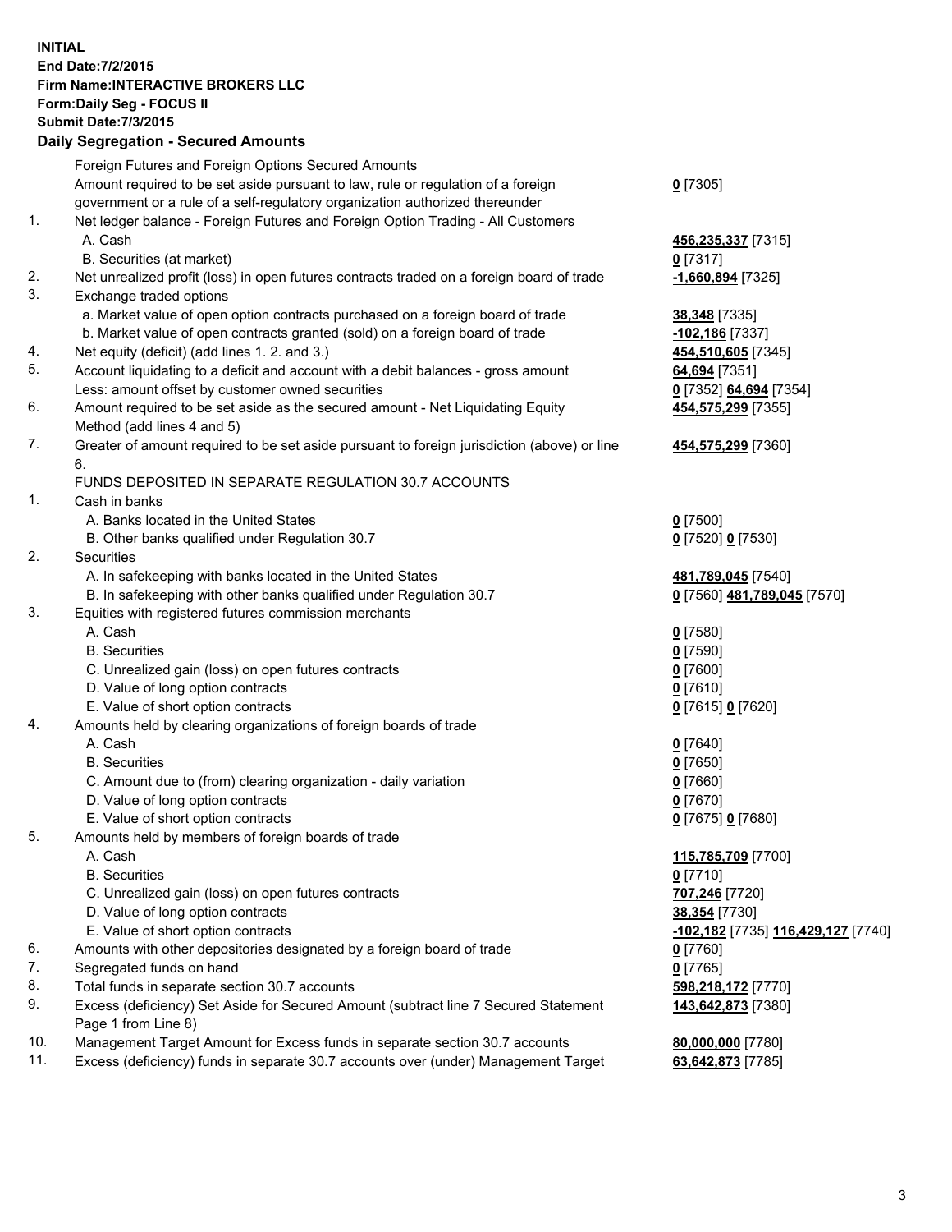**INITIAL**
**End Date:7/2/2015**
**Firm Name:INTERACTIVE BROKERS LLC**
**Form:Daily Seg - FOCUS II**
**Submit Date:7/3/2015**

## Daily Segregation - Secured Amounts

| | | |
|---|---|---|
| | Foreign Futures and Foreign Options Secured Amounts | |
| | Amount required to be set aside pursuant to law, rule or regulation of a foreign government or a rule of a self-regulatory organization authorized thereunder | **0** [7305] |
| 1. | Net ledger balance - Foreign Futures and Foreign Option Trading - All Customers | |
| | A. Cash | **456,235,337** [7315] |
| | B. Securities (at market) | **0** [7317] |
| 2. | Net unrealized profit (loss) in open futures contracts traded on a foreign board of trade | **-1,660,894** [7325] |
| 3. | Exchange traded options | |
| | a. Market value of open option contracts purchased on a foreign board of trade | **38,348** [7335] |
| | b. Market value of open contracts granted (sold) on a foreign board of trade | **-102,186** [7337] |
| 4. | Net equity (deficit) (add lines 1. 2. and 3.) | **454,510,605** [7345] |
| 5. | Account liquidating to a deficit and account with a debit balances - gross amount | **64,694** [7351] |
| | Less: amount offset by customer owned securities | **0** [7352] **64,694** [7354] |
| 6. | Amount required to be set aside as the secured amount - Net Liquidating Equity Method (add lines 4 and 5) | **454,575,299** [7355] |
| 7. | Greater of amount required to be set aside pursuant to foreign jurisdiction (above) or line 6. | **454,575,299** [7360] |
| | FUNDS DEPOSITED IN SEPARATE REGULATION 30.7 ACCOUNTS | |
| 1. | Cash in banks | |
| | A. Banks located in the United States | **0** [7500] |
| | B. Other banks qualified under Regulation 30.7 | **0** [7520] **0** [7530] |
| 2. | Securities | |
| | A. In safekeeping with banks located in the United States | **481,789,045** [7540] |
| | B. In safekeeping with other banks qualified under Regulation 30.7 | **0** [7560] **481,789,045** [7570] |
| 3. | Equities with registered futures commission merchants | |
| | A. Cash | **0** [7580] |
| | B. Securities | **0** [7590] |
| | C. Unrealized gain (loss) on open futures contracts | **0** [7600] |
| | D. Value of long option contracts | **0** [7610] |
| | E. Value of short option contracts | **0** [7615] **0** [7620] |
| 4. | Amounts held by clearing organizations of foreign boards of trade | |
| | A. Cash | **0** [7640] |
| | B. Securities | **0** [7650] |
| | C. Amount due to (from) clearing organization - daily variation | **0** [7660] |
| | D. Value of long option contracts | **0** [7670] |
| | E. Value of short option contracts | **0** [7675] **0** [7680] |
| 5. | Amounts held by members of foreign boards of trade | |
| | A. Cash | **115,785,709** [7700] |
| | B. Securities | **0** [7710] |
| | C. Unrealized gain (loss) on open futures contracts | **707,246** [7720] |
| | D. Value of long option contracts | **38,354** [7730] |
| | E. Value of short option contracts | **-102,182** [7735] **116,429,127** [7740] |
| 6. | Amounts with other depositories designated by a foreign board of trade | **0** [7760] |
| 7. | Segregated funds on hand | **0** [7765] |
| 8. | Total funds in separate section 30.7 accounts | **598,218,172** [7770] |
| 9. | Excess (deficiency) Set Aside for Secured Amount (subtract line 7 Secured Statement Page 1 from Line 8) | **143,642,873** [7380] |
| 10. | Management Target Amount for Excess funds in separate section 30.7 accounts | **80,000,000** [7780] |
| 11. | Excess (deficiency) funds in separate 30.7 accounts over (under) Management Target | **63,642,873** [7785] |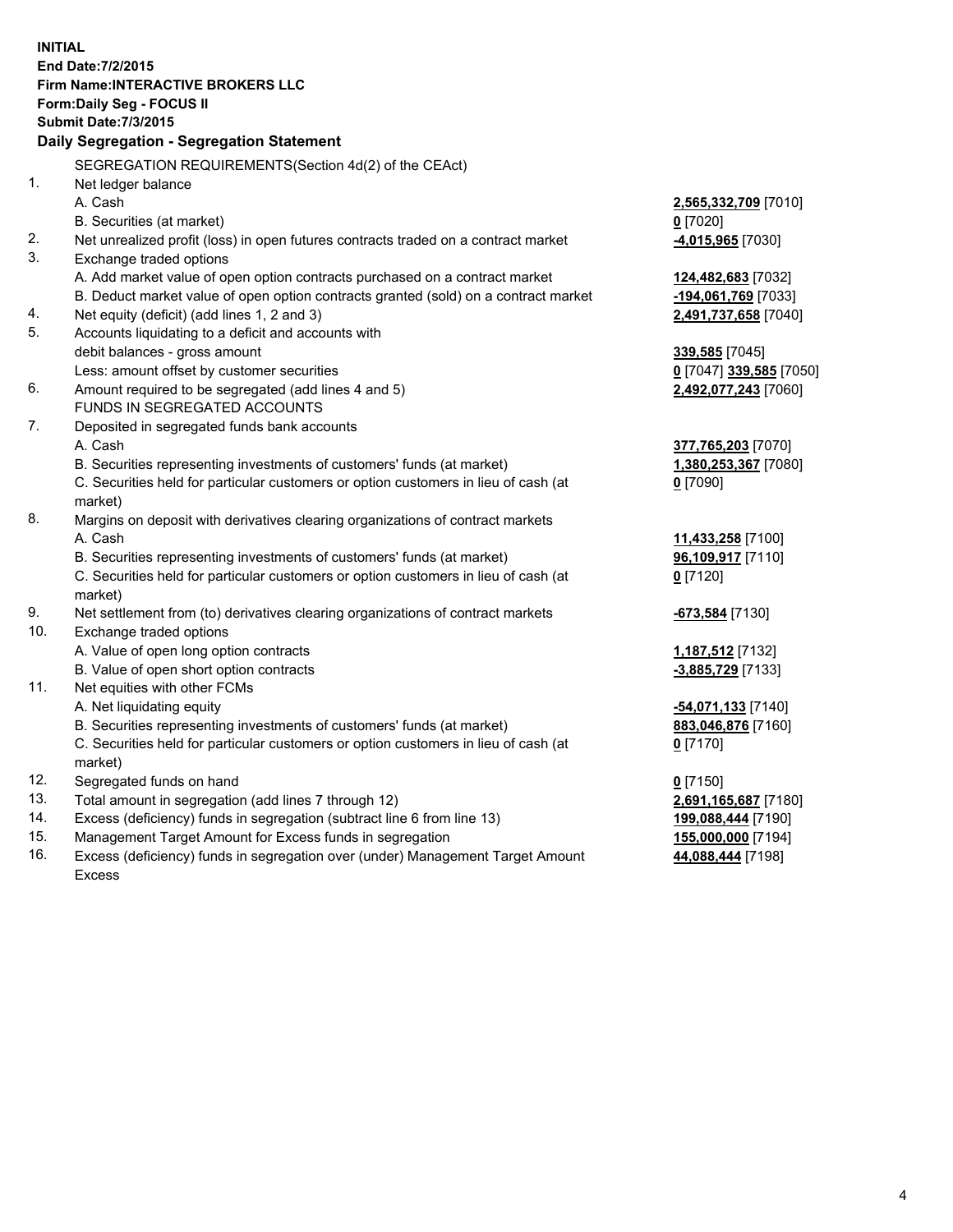**INITIAL**
**End Date:7/2/2015**
**Firm Name:INTERACTIVE BROKERS LLC**
**Form:Daily Seg - FOCUS II**
**Submit Date:7/3/2015**

**Daily Segregation - Segregation Statement**

SEGREGATION REQUIREMENTS(Section 4d(2) of the CEAct)

| | | |
|---|---|---|
| 1. | Net ledger balance | |
| | A. Cash | **2,565,332,709** [7010] |
| | B. Securities (at market) | **0** [7020] |
| 2. | Net unrealized profit (loss) in open futures contracts traded on a contract market | **-4,015,965** [7030] |
| 3. | Exchange traded options | |
| | A. Add market value of open option contracts purchased on a contract market | **124,482,683** [7032] |
| | B. Deduct market value of open option contracts granted (sold) on a contract market | **-194,061,769** [7033] |
| 4. | Net equity (deficit) (add lines 1, 2 and 3) | **2,491,737,658** [7040] |
| 5. | Accounts liquidating to a deficit and accounts with debit balances - gross amount | **339,585** [7045] |
| | Less: amount offset by customer securities | **0** [7047] **339,585** [7050] |
| 6. | Amount required to be segregated (add lines 4 and 5) | **2,492,077,243** [7060] |
| | FUNDS IN SEGREGATED ACCOUNTS | |
| 7. | Deposited in segregated funds bank accounts | |
| | A. Cash | **377,765,203** [7070] |
| | B. Securities representing investments of customers' funds (at market) | **1,380,253,367** [7080] |
| | C. Securities held for particular customers or option customers in lieu of cash (at market) | **0** [7090] |
| 8. | Margins on deposit with derivatives clearing organizations of contract markets | |
| | A. Cash | **11,433,258** [7100] |
| | B. Securities representing investments of customers' funds (at market) | **96,109,917** [7110] |
| | C. Securities held for particular customers or option customers in lieu of cash (at market) | **0** [7120] |
| 9. | Net settlement from (to) derivatives clearing organizations of contract markets | **-673,584** [7130] |
| 10. | Exchange traded options | |
| | A. Value of open long option contracts | **1,187,512** [7132] |
| | B. Value of open short option contracts | **-3,885,729** [7133] |
| 11. | Net equities with other FCMs | |
| | A. Net liquidating equity | **-54,071,133** [7140] |
| | B. Securities representing investments of customers' funds (at market) | **883,046,876** [7160] |
| | C. Securities held for particular customers or option customers in lieu of cash (at market) | **0** [7170] |
| 12. | Segregated funds on hand | **0** [7150] |
| 13. | Total amount in segregation (add lines 7 through 12) | **2,691,165,687** [7180] |
| 14. | Excess (deficiency) funds in segregation (subtract line 6 from line 13) | **199,088,444** [7190] |
| 15. | Management Target Amount for Excess funds in segregation | **155,000,000** [7194] |
| 16. | Excess (deficiency) funds in segregation over (under) Management Target Amount Excess | **44,088,444** [7198] |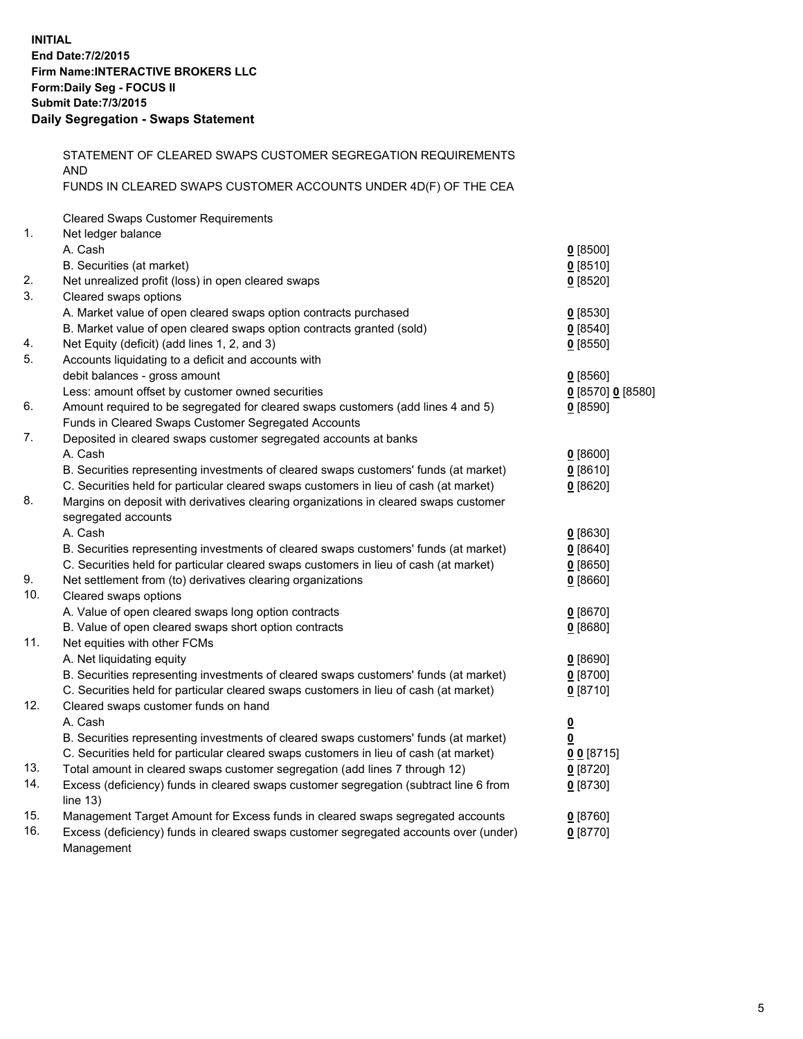**INITIAL**
**End Date:7/2/2015**
**Firm Name:INTERACTIVE BROKERS LLC**
**Form:Daily Seg - FOCUS II**
**Submit Date:7/3/2015**
**Daily Segregation - Swaps Statement**

STATEMENT OF CLEARED SWAPS CUSTOMER SEGREGATION REQUIREMENTS
AND
FUNDS IN CLEARED SWAPS CUSTOMER ACCOUNTS UNDER 4D(F) OF THE CEA

| | | |
|---|---|---|
| | Cleared Swaps Customer Requirements | |
| 1. | Net ledger balance | |
| | A. Cash | 0 [8500] |
| | B. Securities (at market) | 0 [8510] |
| 2. | Net unrealized profit (loss) in open cleared swaps | 0 [8520] |
| 3. | Cleared swaps options | |
| | A. Market value of open cleared swaps option contracts purchased | 0 [8530] |
| | B. Market value of open cleared swaps option contracts granted (sold) | 0 [8540] |
| 4. | Net Equity (deficit) (add lines 1, 2, and 3) | 0 [8550] |
| 5. | Accounts liquidating to a deficit and accounts with | |
| | debit balances - gross amount | 0 [8560] |
| | Less: amount offset by customer owned securities | 0 [8570] 0 [8580] |
| 6. | Amount required to be segregated for cleared swaps customers (add lines 4 and 5) | 0 [8590] |
| | Funds in Cleared Swaps Customer Segregated Accounts | |
| 7. | Deposited in cleared swaps customer segregated accounts at banks | |
| | A. Cash | 0 [8600] |
| | B. Securities representing investments of cleared swaps customers' funds (at market) | 0 [8610] |
| | C. Securities held for particular cleared swaps customers in lieu of cash (at market) | 0 [8620] |
| 8. | Margins on deposit with derivatives clearing organizations in cleared swaps customer segregated accounts | |
| | A. Cash | 0 [8630] |
| | B. Securities representing investments of cleared swaps customers' funds (at market) | 0 [8640] |
| | C. Securities held for particular cleared swaps customers in lieu of cash (at market) | 0 [8650] |
| 9. | Net settlement from (to) derivatives clearing organizations | 0 [8660] |
| 10. | Cleared swaps options | |
| | A. Value of open cleared swaps long option contracts | 0 [8670] |
| | B. Value of open cleared swaps short option contracts | 0 [8680] |
| 11. | Net equities with other FCMs | |
| | A. Net liquidating equity | 0 [8690] |
| | B. Securities representing investments of cleared swaps customers' funds (at market) | 0 [8700] |
| | C. Securities held for particular cleared swaps customers in lieu of cash (at market) | 0 [8710] |
| 12. | Cleared swaps customer funds on hand | |
| | A. Cash | 0 |
| | B. Securities representing investments of cleared swaps customers' funds (at market) | 0 |
| | C. Securities held for particular cleared swaps customers in lieu of cash (at market) | 0 0 [8715] |
| 13. | Total amount in cleared swaps customer segregation (add lines 7 through 12) | 0 [8720] |
| 14. | Excess (deficiency) funds in cleared swaps customer segregation (subtract line 6 from line 13) | 0 [8730] |
| 15. | Management Target Amount for Excess funds in cleared swaps segregated accounts | 0 [8760] |
| 16. | Excess (deficiency) funds in cleared swaps customer segregated accounts over (under) Management | 0 [8770] |